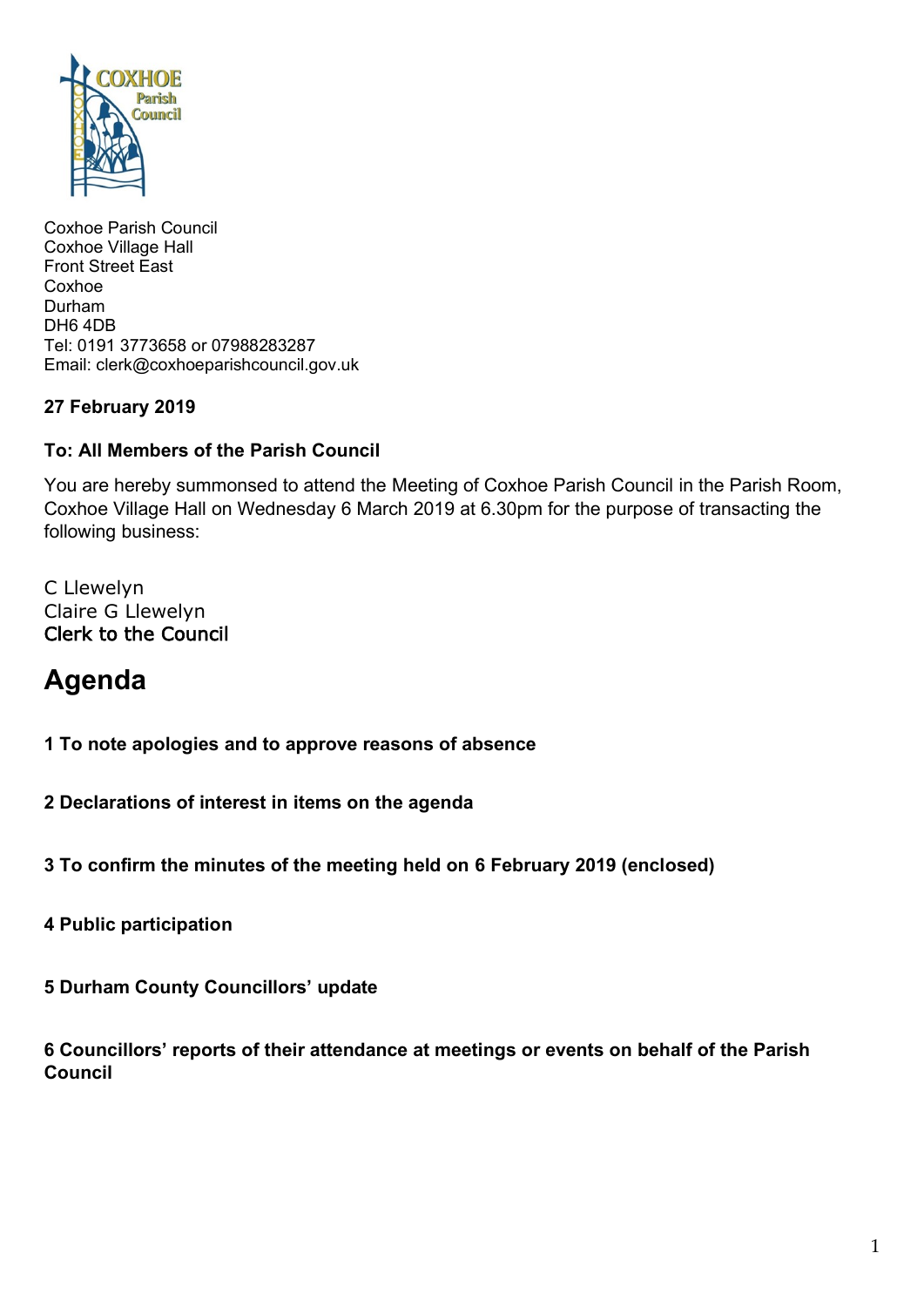Coxhoe Parish Council
Coxhoe Village Hall
Front Street East
Coxhoe
Durham
DH6 4DB
Tel: 0191 3773658 or 07988283287
Email: clerk@coxhoeparishcouncil.gov.uk

**27 February 2019**

**To: All Members of the Parish Council**

You are hereby summonsed to attend the Meeting of Coxhoe Parish Council in the Parish Room, Coxhoe Village Hall on Wednesday 6 March 2019 at 6.30pm for the purpose of transacting the following business:

C Llewelyn
Claire G Llewelyn
Clerk to the Council

# Agenda

**1 To note apologies and to approve reasons of absence**

**2 Declarations of interest in items on the agenda**

**3 To confirm the minutes of the meeting held on 6 February 2019 (enclosed)**

**4 Public participation**

**5 Durham County Councillors' update**

**6 Councillors' reports of their attendance at meetings or events on behalf of the Parish Council**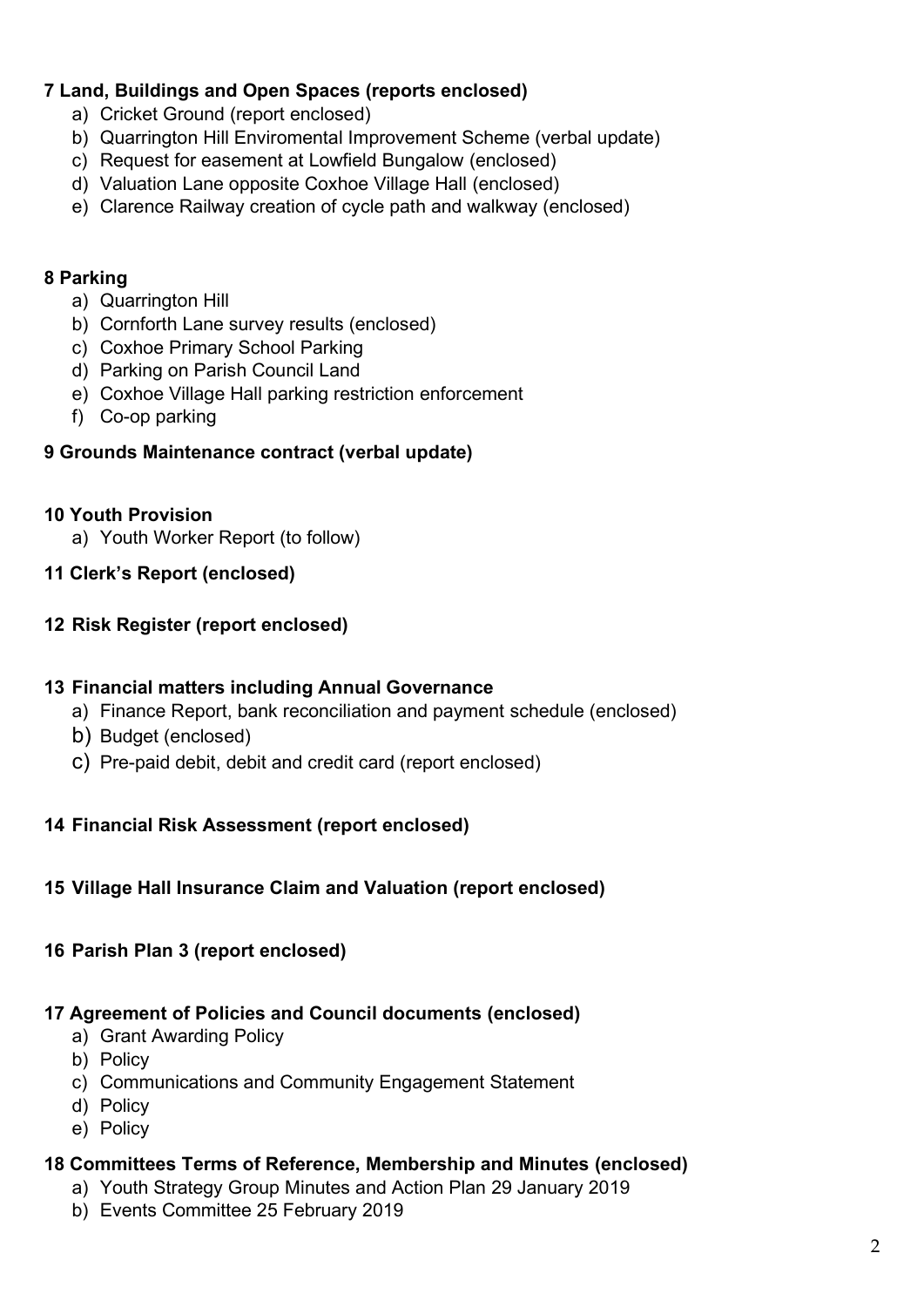**7 Land, Buildings and Open Spaces (reports enclosed)**

a) Cricket Ground (report enclosed)
b) Quarrington Hill Enviromental Improvement Scheme (verbal update)
c) Request for easement at Lowfield Bungalow (enclosed)
d) Valuation Lane opposite Coxhoe Village Hall (enclosed)
e) Clarence Railway creation of cycle path and walkway (enclosed)

**8 Parking**

a) Quarrington Hill
b) Cornforth Lane survey results (enclosed)
c) Coxhoe Primary School Parking
d) Parking on Parish Council Land
e) Coxhoe Village Hall parking restriction enforcement
f) Co-op parking

**9 Grounds Maintenance contract (verbal update)**

**10 Youth Provision**

a) Youth Worker Report (to follow)

**11 Clerk's Report (enclosed)**

**12 Risk Register (report enclosed)**

**13 Financial matters including Annual Governance**

a) Finance Report, bank reconciliation and payment schedule (enclosed)
b) Budget (enclosed)
c) Pre-paid debit, debit and credit card (report enclosed)

**14 Financial Risk Assessment (report enclosed)**

**15 Village Hall Insurance Claim and Valuation (report enclosed)**

**16 Parish Plan 3 (report enclosed)**

**17 Agreement of Policies and Council documents (enclosed)**

a) Grant Awarding Policy
b) Policy
c) Communications and Community Engagement Statement
d) Policy
e) Policy

**18 Committees Terms of Reference, Membership and Minutes (enclosed)**

a) Youth Strategy Group Minutes and Action Plan 29 January 2019
b) Events Committee 25 February 2019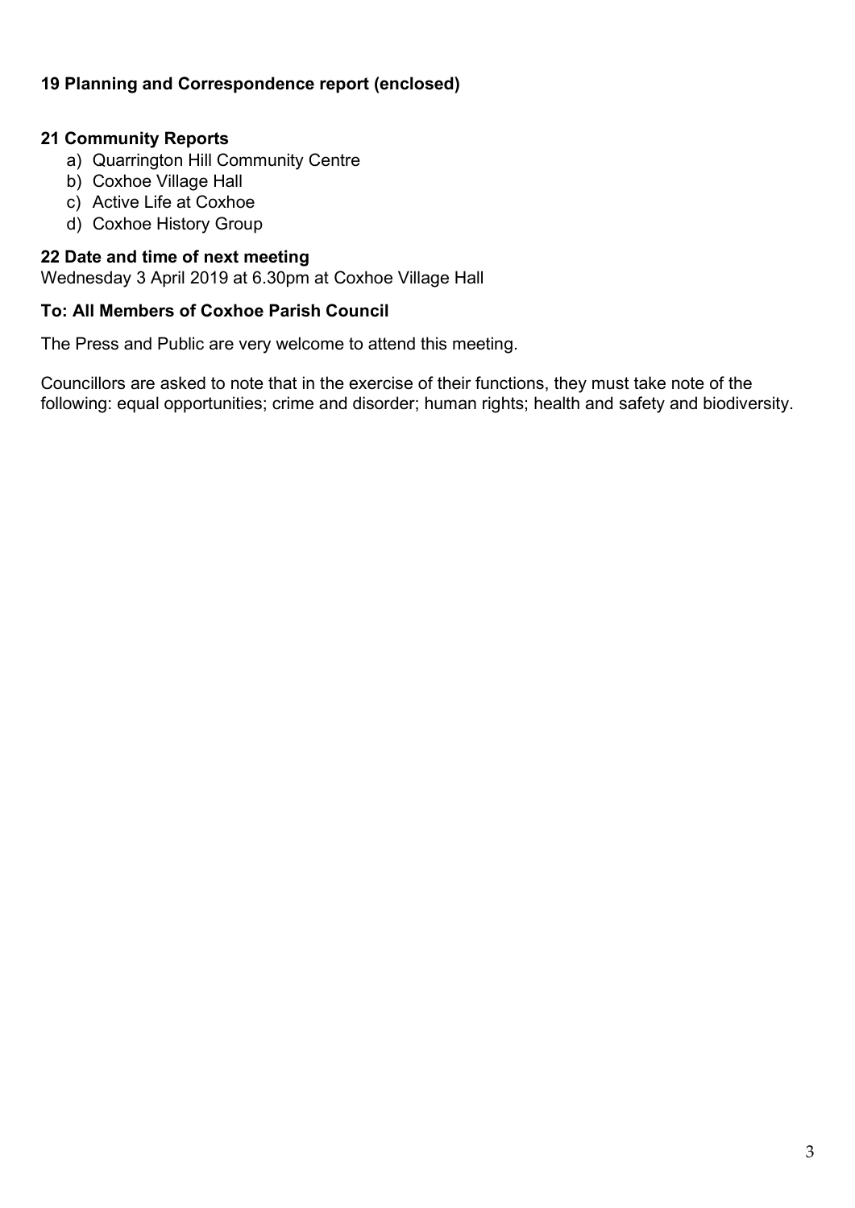**19 Planning and Correspondence report (enclosed)**

**21 Community Reports**

a) Quarrington Hill Community Centre
b) Coxhoe Village Hall
c) Active Life at Coxhoe
d) Coxhoe History Group

**22 Date and time of next meeting**

Wednesday 3 April 2019 at 6.30pm at Coxhoe Village Hall

**To: All Members of Coxhoe Parish Council**

The Press and Public are very welcome to attend this meeting.

Councillors are asked to note that in the exercise of their functions, they must take note of the following: equal opportunities; crime and disorder; human rights; health and safety and biodiversity.